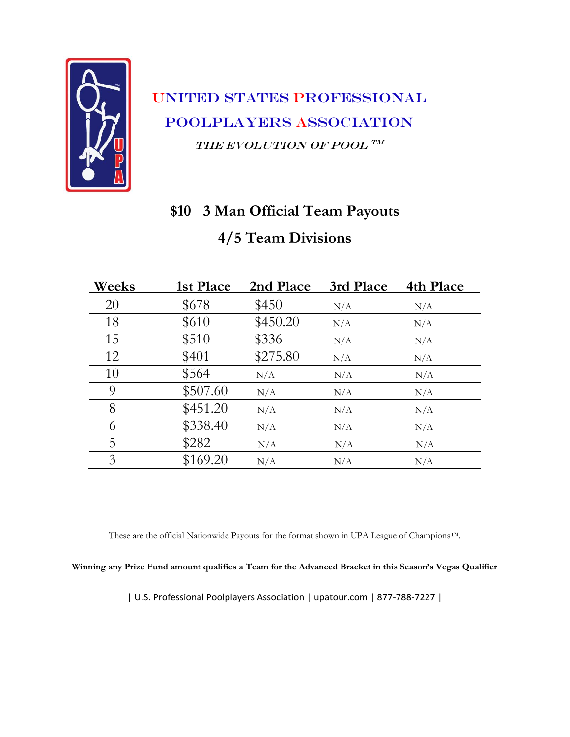# UNITED STATES PROFESSIONAL POOLPLAYERS ASSOCIATION

*THE EVOLUTION OF POOL ™*

## $10 3 Man Official Team Payouts

## 4/5 Team Divisions

| Weeks | 1st Place | 2nd Place | 3rd Place | 4th Place |
|---|---|---|---|---|
| 20 | $678 | $450 | N/A | N/A |
| 18 | $610 | $450.20 | N/A | N/A |
| 15 | $510 | $336 | N/A | N/A |
| 12 | $401 | $275.80 | N/A | N/A |
| 10 | $564 | N/A | N/A | N/A |
| 9 | $507.60 | N/A | N/A | N/A |
| 8 | $451.20 | N/A | N/A | N/A |
| 6 | $338.40 | N/A | N/A | N/A |
| 5 | $282 | N/A | N/A | N/A |
| 3 | $169.20 | N/A | N/A | N/A |

These are the official Nationwide Payouts for the format shown in UPA League of Champions™.

**Winning any Prize Fund amount qualifies a Team for the Advanced Bracket in this Season's Vegas Qualifier**

| U.S. Professional Poolplayers Association | upatour.com | 877-788-7227 |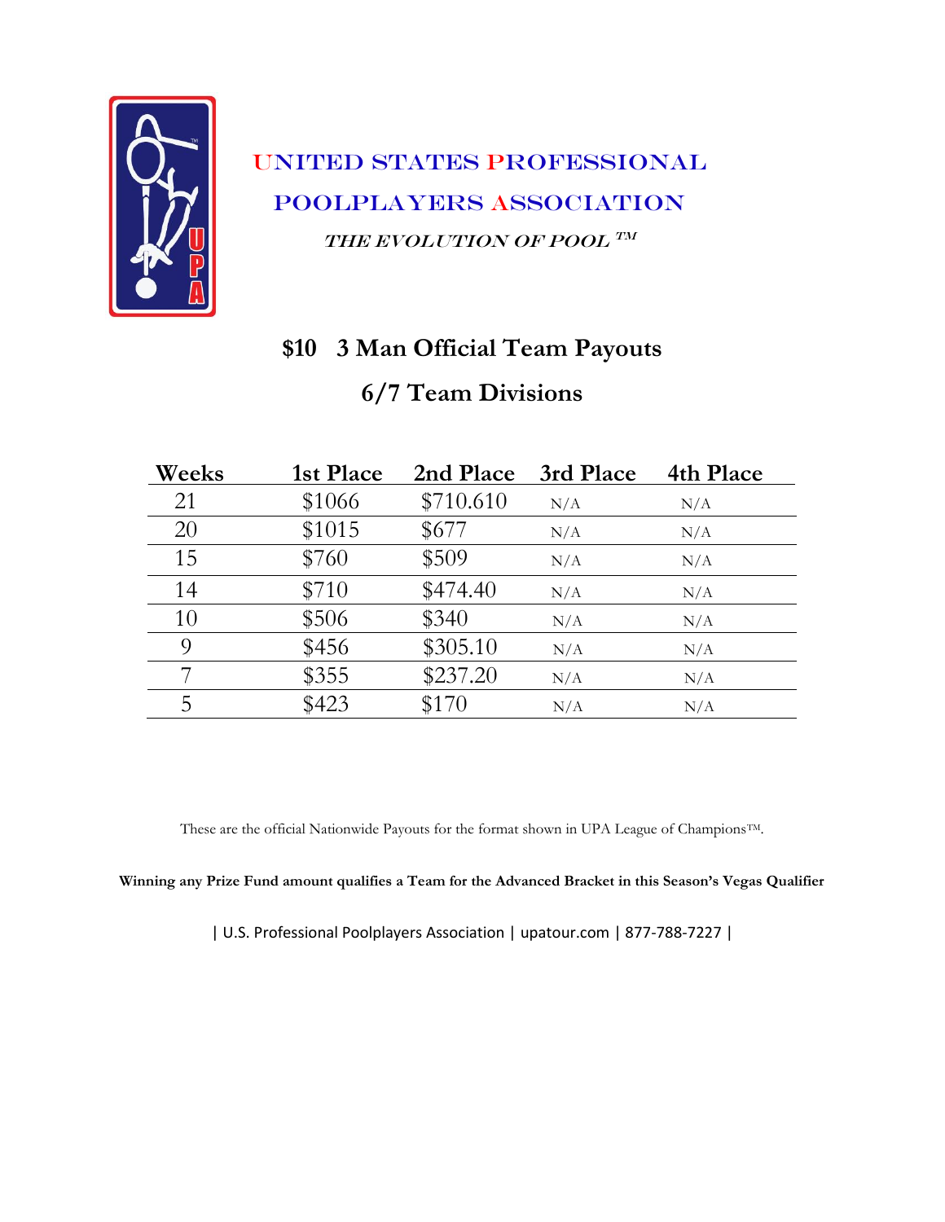# UNITED STATES PROFESSIONAL POOLPLAYERS ASSOCIATION

*THE EVOLUTION OF POOL ™*

## $10   3 Man Official Team Payouts

## 6/7 Team Divisions

| Weeks | 1st Place | 2nd Place | 3rd Place | 4th Place |
|---|---|---|---|---|
| 21 | $1066 | $710.610 | N/A | N/A |
| 20 | $1015 | $677 | N/A | N/A |
| 15 | $760 | $509 | N/A | N/A |
| 14 | $710 | $474.40 | N/A | N/A |
| 10 | $506 | $340 | N/A | N/A |
| 9 | $456 | $305.10 | N/A | N/A |
| 7 | $355 | $237.20 | N/A | N/A |
| 5 | $423 | $170 | N/A | N/A |

These are the official Nationwide Payouts for the format shown in UPA League of Champions™.

**Winning any Prize Fund amount qualifies a Team for the Advanced Bracket in this Season's Vegas Qualifier**

| U.S. Professional Poolplayers Association | upatour.com | 877-788-7227 |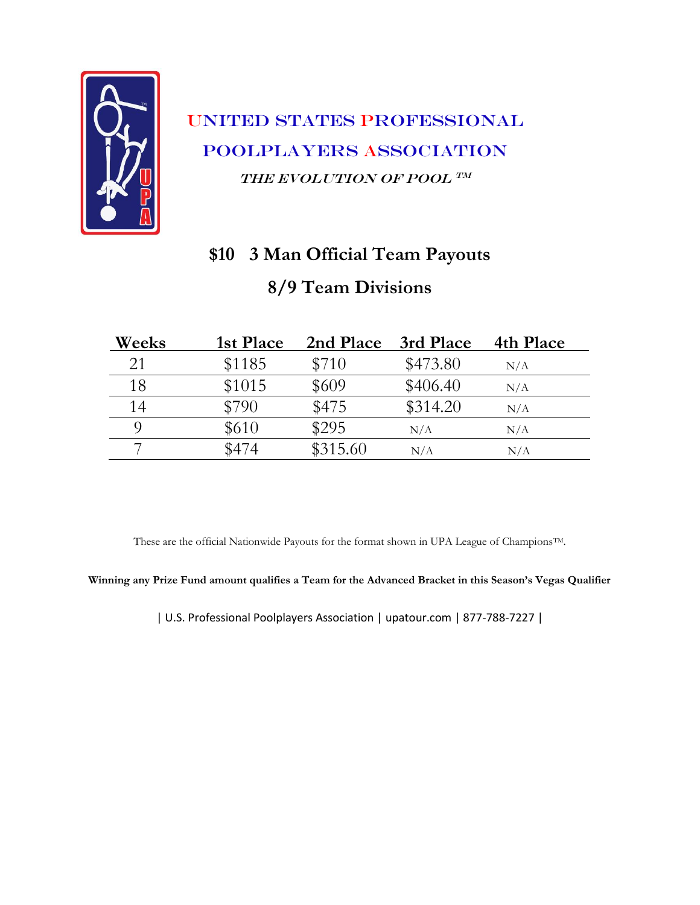# United States Professional Poolplayers Association

*THE EVOLUTION OF POOL ™*

## $10 3 Man Official Team Payouts

## 8/9 Team Divisions

| Weeks | 1st Place | 2nd Place | 3rd Place | 4th Place |
|---|---|---|---|---|
| 21 | $1185 | $710 | $473.80 | N/A |
| 18 | $1015 | $609 | $406.40 | N/A |
| 14 | $790 | $475 | $314.20 | N/A |
| 9 | $610 | $295 | N/A | N/A |
| 7 | $474 | $315.60 | N/A | N/A |

These are the official Nationwide Payouts for the format shown in UPA League of Champions™.

**Winning any Prize Fund amount qualifies a Team for the Advanced Bracket in this Season's Vegas Qualifier**

| U.S. Professional Poolplayers Association | upatour.com | 877-788-7227 |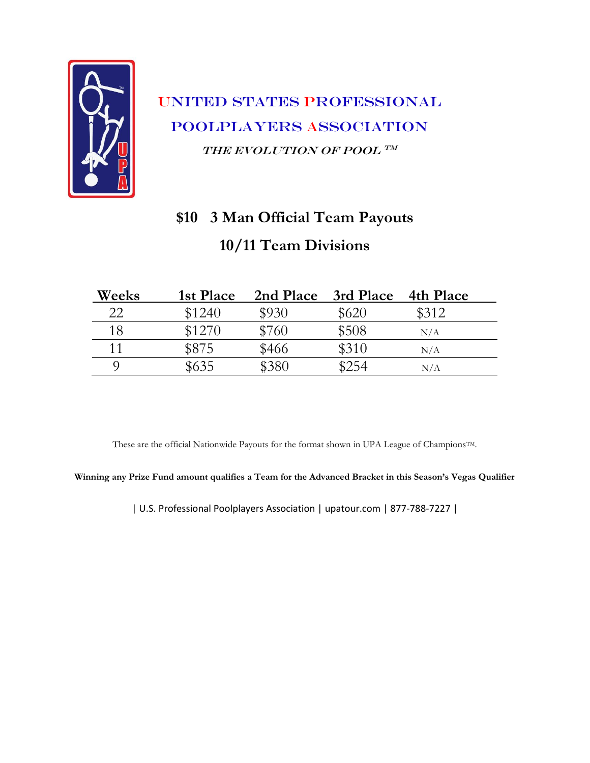# United States Professional Poolplayers Association

*THE EVOLUTION OF POOL ™*

## $10 3 Man Official Team Payouts

## 10/11 Team Divisions

| Weeks | 1st Place | 2nd Place | 3rd Place | 4th Place |
|---|---|---|---|---|
| 22 | $1240 | $930 | $620 | $312 |
| 18 | $1270 | $760 | $508 | N/A |
| 11 | $875 | $466 | $310 | N/A |
| 9 | $635 | $380 | $254 | N/A |

These are the official Nationwide Payouts for the format shown in UPA League of Champions™.

**Winning any Prize Fund amount qualifies a Team for the Advanced Bracket in this Season's Vegas Qualifier**

| U.S. Professional Poolplayers Association | upatour.com | 877-788-7227 |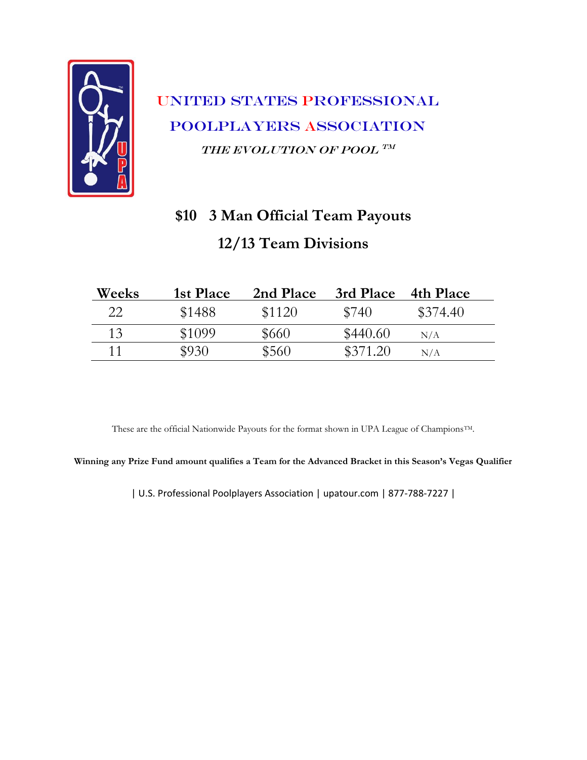# United States Professional Poolplayers Association

*The Evolution of Pool ™*

## $10 3 Man Official Team Payouts

## 12/13 Team Divisions

| Weeks | 1st Place | 2nd Place | 3rd Place | 4th Place |
|---|---|---|---|---|
| 22 | $1488 | $1120 | $740 | $374.40 |
| 13 | $1099 | $660 | $440.60 | N/A |
| 11 | $930 | $560 | $371.20 | N/A |

These are the official Nationwide Payouts for the format shown in UPA League of Champions™.

**Winning any Prize Fund amount qualifies a Team for the Advanced Bracket in this Season's Vegas Qualifier**

| U.S. Professional Poolplayers Association | upatour.com | 877-788-7227 |